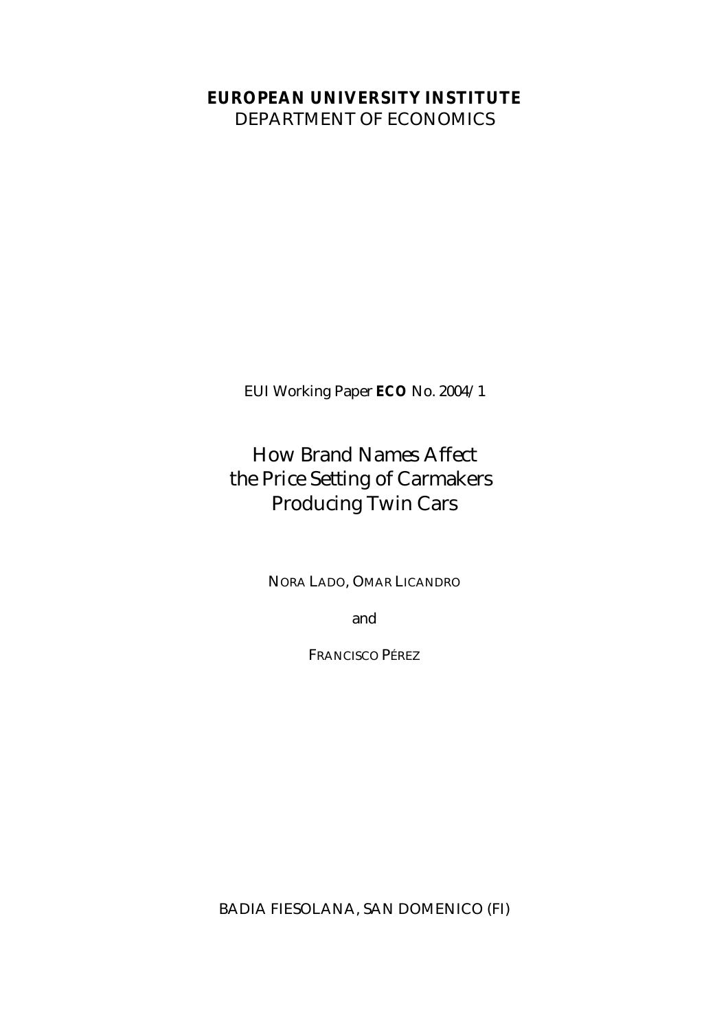**EUROPEAN UNIVERSITY INSTITUTE**
DEPARTMENT OF ECONOMICS

EUI Working Paper **ECO** No. 2004/1

# How Brand Names Affect the Price Setting of Carmakers Producing Twin Cars

NORA LADO, OMAR LICANDRO

and

FRANCISCO PÉREZ

BADIA FIESOLANA, SAN DOMENICO (FI)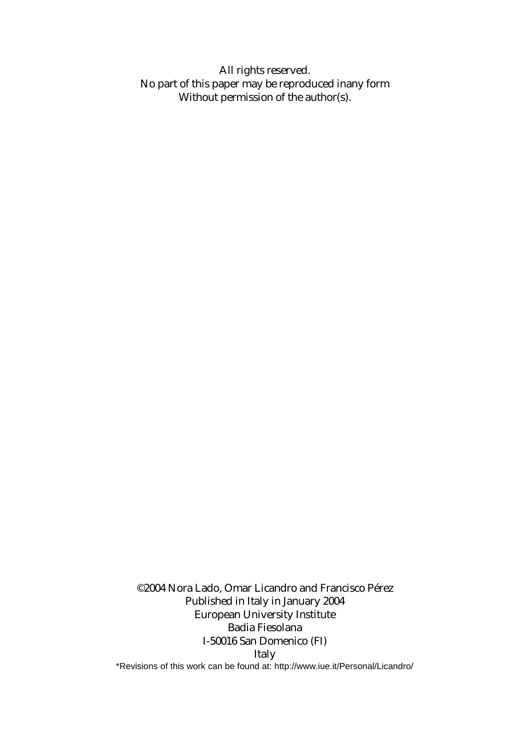All rights reserved.
No part of this paper may be reproduced inany form
Without permission of the author(s).

©2004 Nora Lado, Omar Licandro and Francisco Pérez
Published in Italy in January 2004
European University Institute
Badia Fiesolana
I-50016 San Domenico (FI)
Italy
*Revisions of this work can be found at: http://www.iue.it/Personal/Licandro/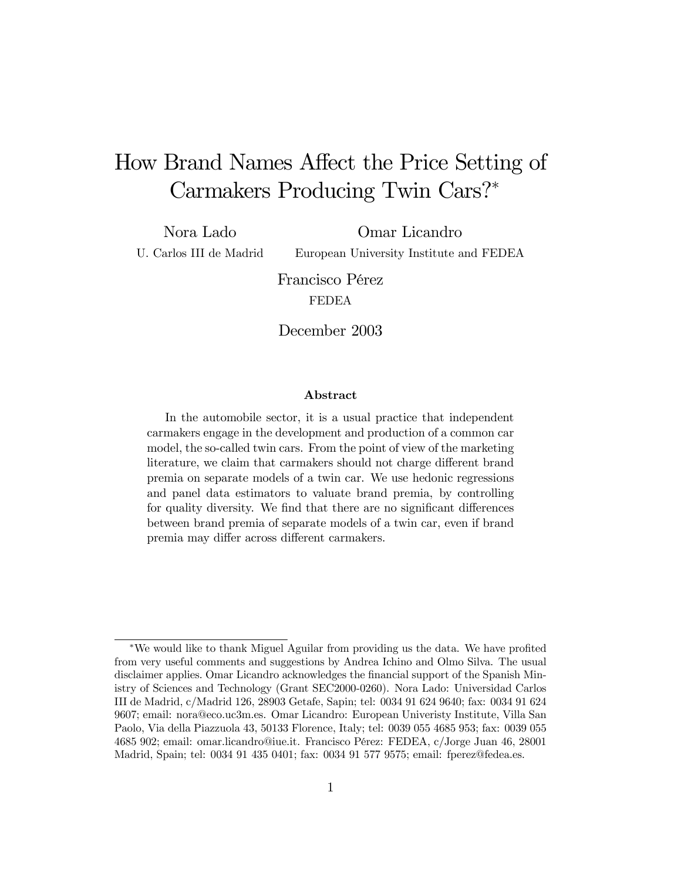# How Brand Names Affect the Price Setting of Carmakers Producing Twin Cars?*

Nora Lado
U. Carlos III de Madrid

Omar Licandro
European University Institute and FEDEA

Francisco Pérez
FEDEA

December 2003

### Abstract

In the automobile sector, it is a usual practice that independent carmakers engage in the development and production of a common car model, the so-called twin cars. From the point of view of the marketing literature, we claim that carmakers should not charge different brand premia on separate models of a twin car. We use hedonic regressions and panel data estimators to valuate brand premia, by controlling for quality diversity. We find that there are no significant differences between brand premia of separate models of a twin car, even if brand premia may differ across different carmakers.

---

*We would like to thank Miguel Aguilar from providing us the data. We have profited from very useful comments and suggestions by Andrea Ichino and Olmo Silva. The usual disclaimer applies. Omar Licandro acknowledges the financial support of the Spanish Ministry of Sciences and Technology (Grant SEC2000-0260). Nora Lado: Universidad Carlos III de Madrid, c/Madrid 126, 28903 Getafe, Sapin; tel: 0034 91 624 9640; fax: 0034 91 624 9607; email: nora@eco.uc3m.es. Omar Licandro: European Univeristy Institute, Villa San Paolo, Via della Piazzuola 43, 50133 Florence, Italy; tel: 0039 055 4685 953; fax: 0039 055 4685 902; email: omar.licandro@iue.it. Francisco Pérez: FEDEA, c/Jorge Juan 46, 28001 Madrid, Spain; tel: 0034 91 435 0401; fax: 0034 91 577 9575; email: fperez@fedea.es.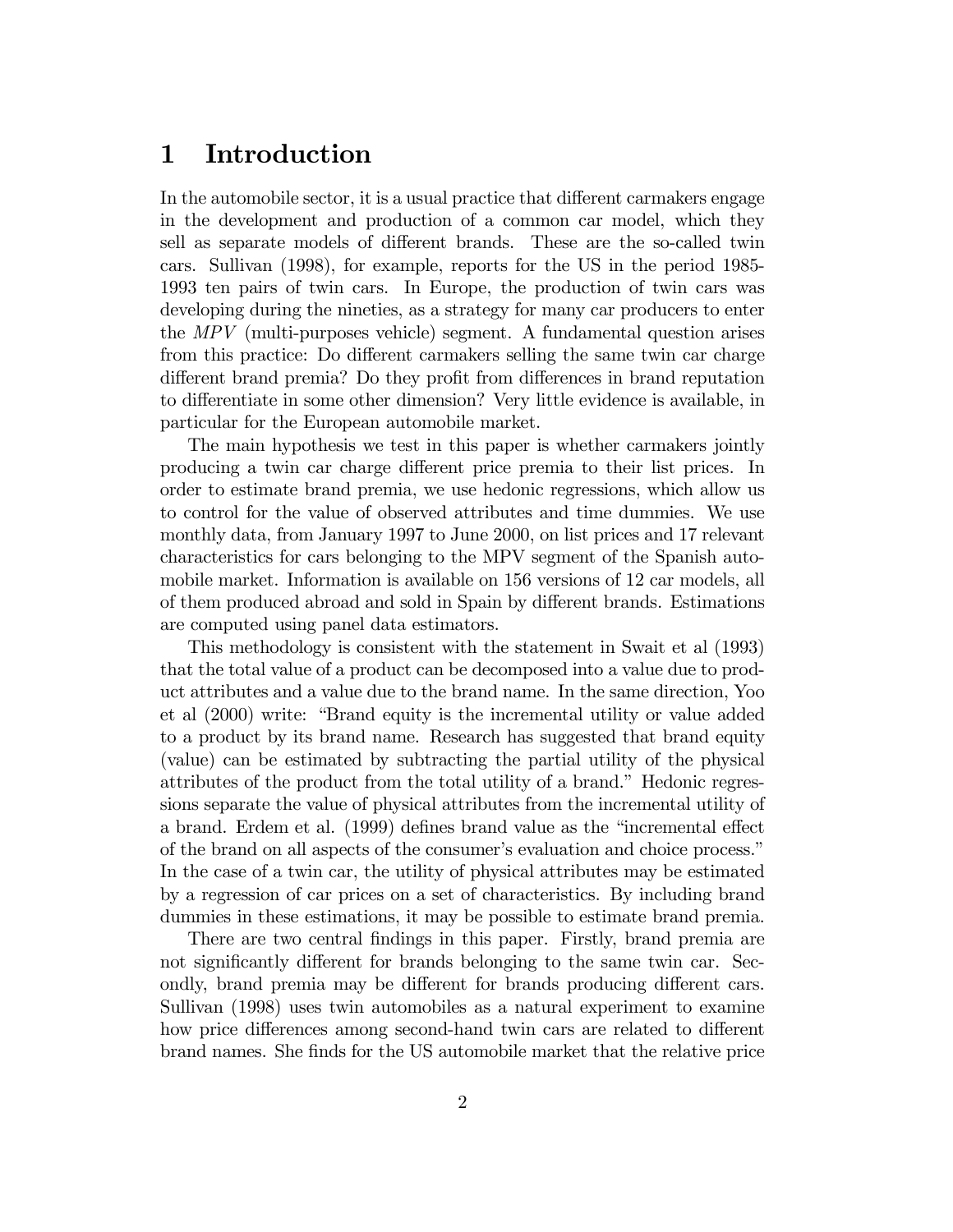# 1 Introduction

In the automobile sector, it is a usual practice that different carmakers engage in the development and production of a common car model, which they sell as separate models of different brands. These are the so-called twin cars. Sullivan (1998), for example, reports for the US in the period 1985-1993 ten pairs of twin cars. In Europe, the production of twin cars was developing during the nineties, as a strategy for many car producers to enter the *MPV* (multi-purposes vehicle) segment. A fundamental question arises from this practice: Do different carmakers selling the same twin car charge different brand premia? Do they profit from differences in brand reputation to differentiate in some other dimension? Very little evidence is available, in particular for the European automobile market.

The main hypothesis we test in this paper is whether carmakers jointly producing a twin car charge different price premia to their list prices. In order to estimate brand premia, we use hedonic regressions, which allow us to control for the value of observed attributes and time dummies. We use monthly data, from January 1997 to June 2000, on list prices and 17 relevant characteristics for cars belonging to the MPV segment of the Spanish automobile market. Information is available on 156 versions of 12 car models, all of them produced abroad and sold in Spain by different brands. Estimations are computed using panel data estimators.

This methodology is consistent with the statement in Swait et al (1993) that the total value of a product can be decomposed into a value due to product attributes and a value due to the brand name. In the same direction, Yoo et al (2000) write: "Brand equity is the incremental utility or value added to a product by its brand name. Research has suggested that brand equity (value) can be estimated by subtracting the partial utility of the physical attributes of the product from the total utility of a brand." Hedonic regressions separate the value of physical attributes from the incremental utility of a brand. Erdem et al. (1999) defines brand value as the "incremental effect of the brand on all aspects of the consumer's evaluation and choice process." In the case of a twin car, the utility of physical attributes may be estimated by a regression of car prices on a set of characteristics. By including brand dummies in these estimations, it may be possible to estimate brand premia.

There are two central findings in this paper. Firstly, brand premia are not significantly different for brands belonging to the same twin car. Secondly, brand premia may be different for brands producing different cars. Sullivan (1998) uses twin automobiles as a natural experiment to examine how price differences among second-hand twin cars are related to different brand names. She finds for the US automobile market that the relative price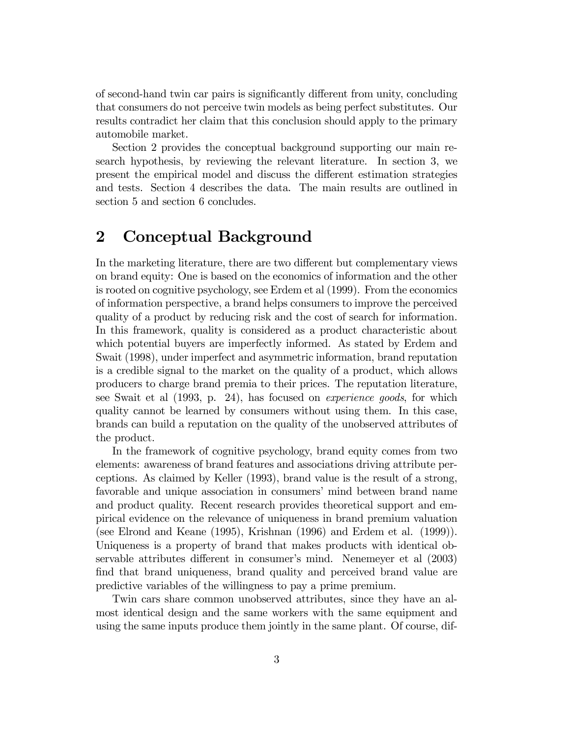of second-hand twin car pairs is significantly different from unity, concluding that consumers do not perceive twin models as being perfect substitutes. Our results contradict her claim that this conclusion should apply to the primary automobile market.

Section 2 provides the conceptual background supporting our main research hypothesis, by reviewing the relevant literature. In section 3, we present the empirical model and discuss the different estimation strategies and tests. Section 4 describes the data. The main results are outlined in section 5 and section 6 concludes.

## 2 Conceptual Background

In the marketing literature, there are two different but complementary views on brand equity: One is based on the economics of information and the other is rooted on cognitive psychology, see Erdem et al (1999). From the economics of information perspective, a brand helps consumers to improve the perceived quality of a product by reducing risk and the cost of search for information. In this framework, quality is considered as a product characteristic about which potential buyers are imperfectly informed. As stated by Erdem and Swait (1998), under imperfect and asymmetric information, brand reputation is a credible signal to the market on the quality of a product, which allows producers to charge brand premia to their prices. The reputation literature, see Swait et al (1993, p. 24), has focused on *experience goods*, for which quality cannot be learned by consumers without using them. In this case, brands can build a reputation on the quality of the unobserved attributes of the product.

In the framework of cognitive psychology, brand equity comes from two elements: awareness of brand features and associations driving attribute perceptions. As claimed by Keller (1993), brand value is the result of a strong, favorable and unique association in consumers' mind between brand name and product quality. Recent research provides theoretical support and empirical evidence on the relevance of uniqueness in brand premium valuation (see Elrond and Keane (1995), Krishnan (1996) and Erdem et al. (1999)). Uniqueness is a property of brand that makes products with identical observable attributes different in consumer's mind. Nenemeyer et al (2003) find that brand uniqueness, brand quality and perceived brand value are predictive variables of the willingness to pay a prime premium.

Twin cars share common unobserved attributes, since they have an almost identical design and the same workers with the same equipment and using the same inputs produce them jointly in the same plant. Of course, dif-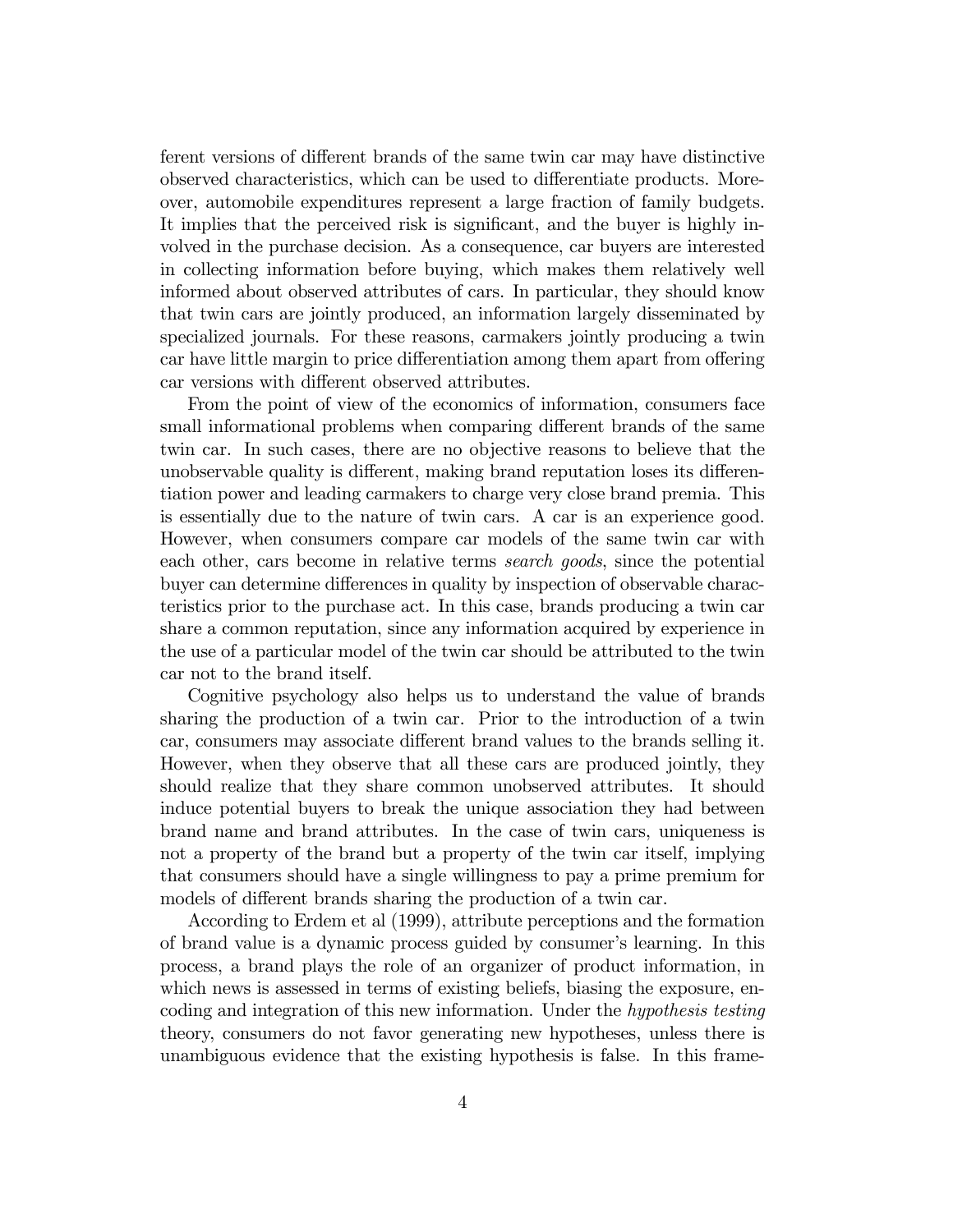ferent versions of different brands of the same twin car may have distinctive observed characteristics, which can be used to differentiate products. Moreover, automobile expenditures represent a large fraction of family budgets. It implies that the perceived risk is significant, and the buyer is highly involved in the purchase decision. As a consequence, car buyers are interested in collecting information before buying, which makes them relatively well informed about observed attributes of cars. In particular, they should know that twin cars are jointly produced, an information largely disseminated by specialized journals. For these reasons, carmakers jointly producing a twin car have little margin to price differentiation among them apart from offering car versions with different observed attributes.

From the point of view of the economics of information, consumers face small informational problems when comparing different brands of the same twin car. In such cases, there are no objective reasons to believe that the unobservable quality is different, making brand reputation loses its differentiation power and leading carmakers to charge very close brand premia. This is essentially due to the nature of twin cars. A car is an experience good. However, when consumers compare car models of the same twin car with each other, cars become in relative terms *search goods*, since the potential buyer can determine differences in quality by inspection of observable characteristics prior to the purchase act. In this case, brands producing a twin car share a common reputation, since any information acquired by experience in the use of a particular model of the twin car should be attributed to the twin car not to the brand itself.

Cognitive psychology also helps us to understand the value of brands sharing the production of a twin car. Prior to the introduction of a twin car, consumers may associate different brand values to the brands selling it. However, when they observe that all these cars are produced jointly, they should realize that they share common unobserved attributes. It should induce potential buyers to break the unique association they had between brand name and brand attributes. In the case of twin cars, uniqueness is not a property of the brand but a property of the twin car itself, implying that consumers should have a single willingness to pay a prime premium for models of different brands sharing the production of a twin car.

According to Erdem et al (1999), attribute perceptions and the formation of brand value is a dynamic process guided by consumer's learning. In this process, a brand plays the role of an organizer of product information, in which news is assessed in terms of existing beliefs, biasing the exposure, encoding and integration of this new information. Under the *hypothesis testing* theory, consumers do not favor generating new hypotheses, unless there is unambiguous evidence that the existing hypothesis is false. In this frame-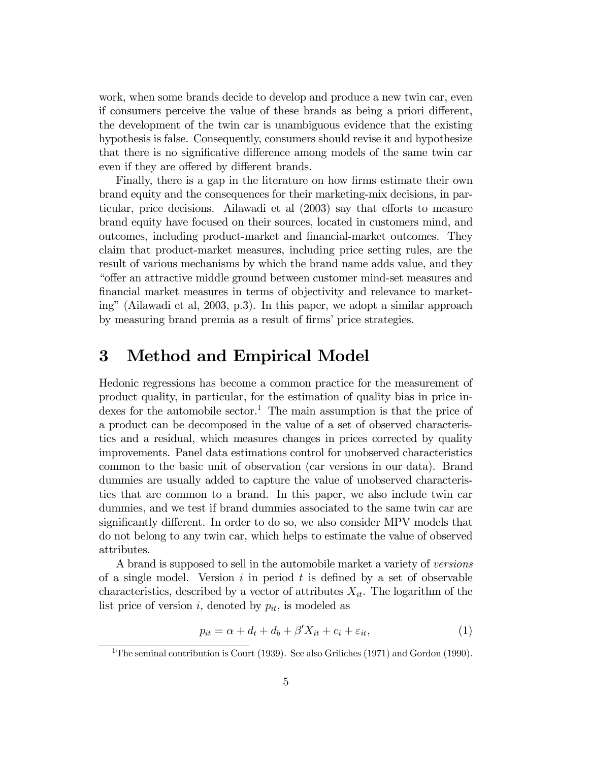work, when some brands decide to develop and produce a new twin car, even if consumers perceive the value of these brands as being a priori different, the development of the twin car is unambiguous evidence that the existing hypothesis is false. Consequently, consumers should revise it and hypothesize that there is no significative difference among models of the same twin car even if they are offered by different brands.

Finally, there is a gap in the literature on how firms estimate their own brand equity and the consequences for their marketing-mix decisions, in particular, price decisions. Ailawadi et al (2003) say that efforts to measure brand equity have focused on their sources, located in customers mind, and outcomes, including product-market and financial-market outcomes. They claim that product-market measures, including price setting rules, are the result of various mechanisms by which the brand name adds value, and they "offer an attractive middle ground between customer mind-set measures and financial market measures in terms of objectivity and relevance to marketing" (Ailawadi et al, 2003, p.3). In this paper, we adopt a similar approach by measuring brand premia as a result of firms' price strategies.

# 3 Method and Empirical Model

Hedonic regressions has become a common practice for the measurement of product quality, in particular, for the estimation of quality bias in price indexes for the automobile sector.[1] The main assumption is that the price of a product can be decomposed in the value of a set of observed characteristics and a residual, which measures changes in prices corrected by quality improvements. Panel data estimations control for unobserved characteristics common to the basic unit of observation (car versions in our data). Brand dummies are usually added to capture the value of unobserved characteristics that are common to a brand. In this paper, we also include twin car dummies, and we test if brand dummies associated to the same twin car are significantly different. In order to do so, we also consider MPV models that do not belong to any twin car, which helps to estimate the value of observed attributes.

A brand is supposed to sell in the automobile market a variety of *versions* of a single model. Version $i$ in period $t$ is defined by a set of observable characteristics, described by a vector of attributes $X_{it}$. The logarithm of the list price of version $i$, denoted by $p_{it}$, is modeled as

$$p_{it} = \alpha + d_t + d_b + \beta' X_{it} + c_i + \varepsilon_{it}, \tag{1}$$

[1] The seminal contribution is Court (1939). See also Griliches (1971) and Gordon (1990).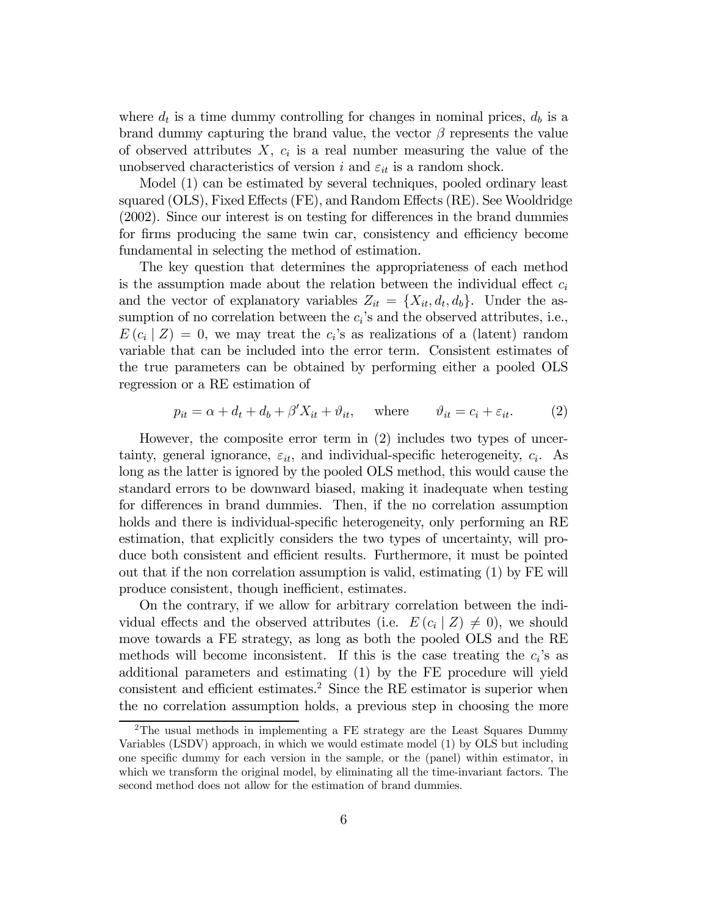where $d_t$ is a time dummy controlling for changes in nominal prices, $d_b$ is a brand dummy capturing the brand value, the vector $\beta$ represents the value of observed attributes $X$, $c_i$ is a real number measuring the value of the unobserved characteristics of version $i$ and $\varepsilon_{it}$ is a random shock.

Model (1) can be estimated by several techniques, pooled ordinary least squared (OLS), Fixed Effects (FE), and Random Effects (RE). See Wooldridge (2002). Since our interest is on testing for differences in the brand dummies for firms producing the same twin car, consistency and efficiency become fundamental in selecting the method of estimation.

The key question that determines the appropriateness of each method is the assumption made about the relation between the individual effect $c_i$ and the vector of explanatory variables $Z_{it} = \{X_{it}, d_t, d_b\}$. Under the assumption of no correlation between the $c_i$'s and the observed attributes, i.e., $E(c_i \mid Z) = 0$, we may treat the $c_i$'s as realizations of a (latent) random variable that can be included into the error term. Consistent estimates of the true parameters can be obtained by performing either a pooled OLS regression or a RE estimation of

$$p_{it} = \alpha + d_t + d_b + \beta' X_{it} + \vartheta_{it}, \quad \text{where} \quad \vartheta_{it} = c_i + \varepsilon_{it}. \tag{2}$$

However, the composite error term in (2) includes two types of uncertainty, general ignorance, $\varepsilon_{it}$, and individual-specific heterogeneity, $c_i$. As long as the latter is ignored by the pooled OLS method, this would cause the standard errors to be downward biased, making it inadequate when testing for differences in brand dummies. Then, if the no correlation assumption holds and there is individual-specific heterogeneity, only performing an RE estimation, that explicitly considers the two types of uncertainty, will produce both consistent and efficient results. Furthermore, it must be pointed out that if the non correlation assumption is valid, estimating (1) by FE will produce consistent, though inefficient, estimates.

On the contrary, if we allow for arbitrary correlation between the individual effects and the observed attributes (i.e. $E(c_i \mid Z) \neq 0$), we should move towards a FE strategy, as long as both the pooled OLS and the RE methods will become inconsistent. If this is the case treating the $c_i$'s as additional parameters and estimating (1) by the FE procedure will yield consistent and efficient estimates.[2] Since the RE estimator is superior when the no correlation assumption holds, a previous step in choosing the more

[2] The usual methods in implementing a FE strategy are the Least Squares Dummy Variables (LSDV) approach, in which we would estimate model (1) by OLS but including one specific dummy for each version in the sample, or the (panel) within estimator, in which we transform the original model, by eliminating all the time-invariant factors. The second method does not allow for the estimation of brand dummies.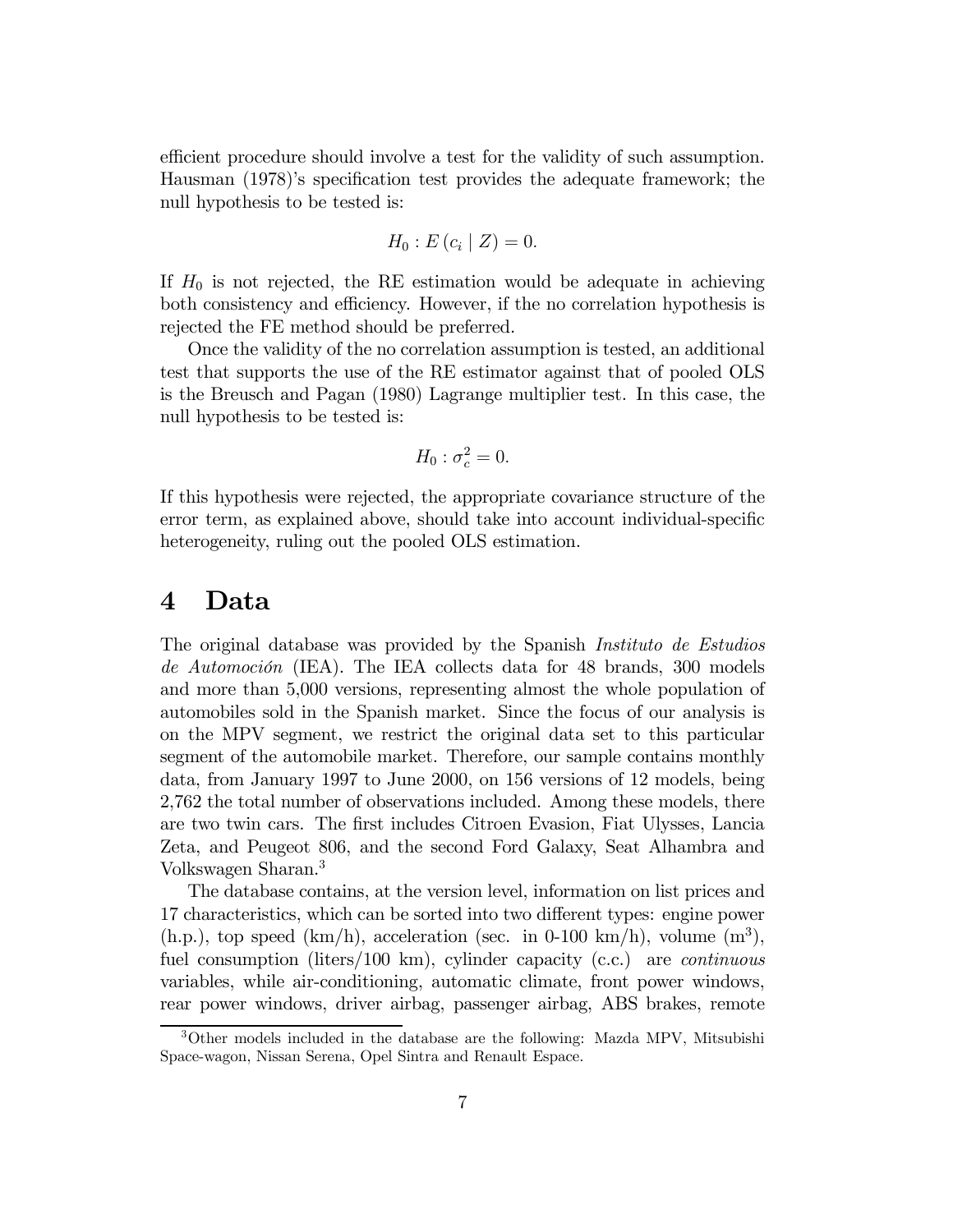efficient procedure should involve a test for the validity of such assumption. Hausman (1978)'s specification test provides the adequate framework; the null hypothesis to be tested is:

$$H_0 : E(c_i \mid Z) = 0.$$

If $H_0$ is not rejected, the RE estimation would be adequate in achieving both consistency and efficiency. However, if the no correlation hypothesis is rejected the FE method should be preferred.

Once the validity of the no correlation assumption is tested, an additional test that supports the use of the RE estimator against that of pooled OLS is the Breusch and Pagan (1980) Lagrange multiplier test. In this case, the null hypothesis to be tested is:

$$H_0 : \sigma_c^2 = 0.$$

If this hypothesis were rejected, the appropriate covariance structure of the error term, as explained above, should take into account individual-specific heterogeneity, ruling out the pooled OLS estimation.

# 4 Data

The original database was provided by the Spanish *Instituto de Estudios de Automoción* (IEA). The IEA collects data for 48 brands, 300 models and more than 5,000 versions, representing almost the whole population of automobiles sold in the Spanish market. Since the focus of our analysis is on the MPV segment, we restrict the original data set to this particular segment of the automobile market. Therefore, our sample contains monthly data, from January 1997 to June 2000, on 156 versions of 12 models, being 2,762 the total number of observations included. Among these models, there are two twin cars. The first includes Citroen Evasion, Fiat Ulysses, Lancia Zeta, and Peugeot 806, and the second Ford Galaxy, Seat Alhambra and Volkswagen Sharan.[3]

The database contains, at the version level, information on list prices and 17 characteristics, which can be sorted into two different types: engine power (h.p.), top speed (km/h), acceleration (sec. in 0-100 km/h), volume ($m^3$), fuel consumption (liters/100 km), cylinder capacity (c.c.) are *continuous* variables, while air-conditioning, automatic climate, front power windows, rear power windows, driver airbag, passenger airbag, ABS brakes, remote

[3] Other models included in the database are the following: Mazda MPV, Mitsubishi Space-wagon, Nissan Serena, Opel Sintra and Renault Espace.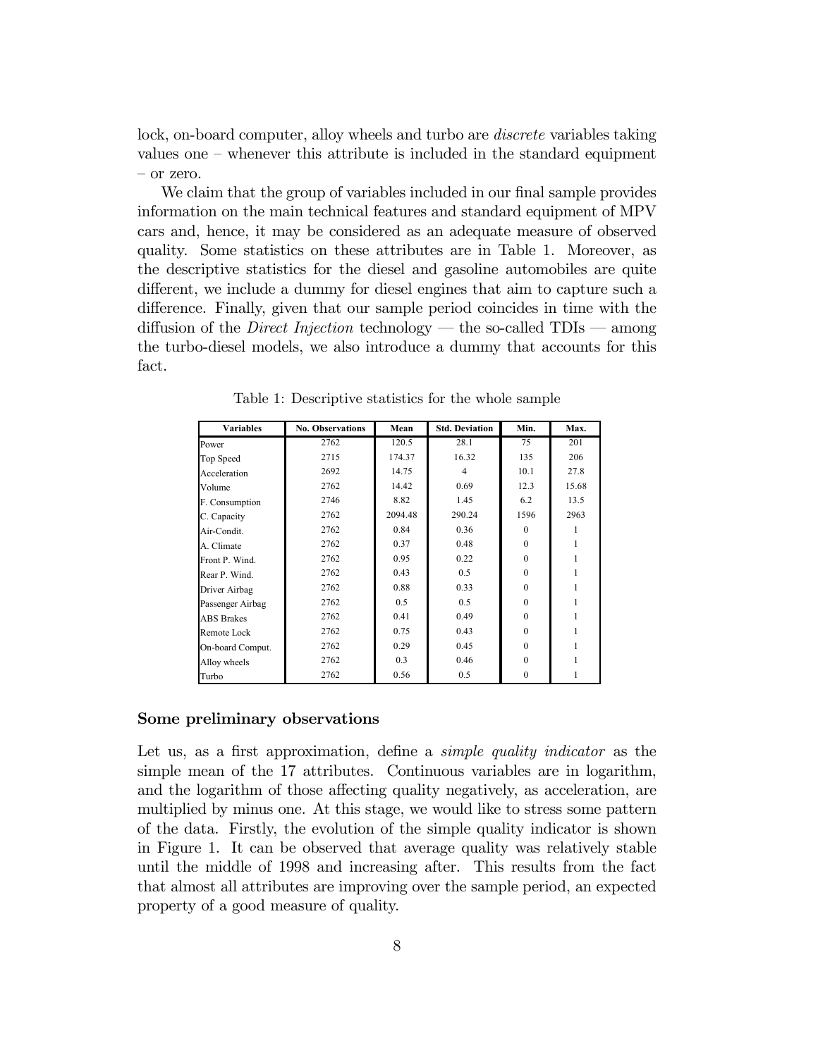lock, on-board computer, alloy wheels and turbo are *discrete* variables taking values one – whenever this attribute is included in the standard equipment – or zero.

We claim that the group of variables included in our final sample provides information on the main technical features and standard equipment of MPV cars and, hence, it may be considered as an adequate measure of observed quality. Some statistics on these attributes are in Table 1. Moreover, as the descriptive statistics for the diesel and gasoline automobiles are quite different, we include a dummy for diesel engines that aim to capture such a difference. Finally, given that our sample period coincides in time with the diffusion of the *Direct Injection* technology — the so-called TDIs — among the turbo-diesel models, we also introduce a dummy that accounts for this fact.

Table 1: Descriptive statistics for the whole sample

| Variables | No. Observations | Mean | Std. Deviation | Min. | Max. |
|---|---|---|---|---|---|
| Power | 2762 | 120.5 | 28.1 | 75 | 201 |
| Top Speed | 2715 | 174.37 | 16.32 | 135 | 206 |
| Acceleration | 2692 | 14.75 | 4 | 10.1 | 27.8 |
| Volume | 2762 | 14.42 | 0.69 | 12.3 | 15.68 |
| F. Consumption | 2746 | 8.82 | 1.45 | 6.2 | 13.5 |
| C. Capacity | 2762 | 2094.48 | 290.24 | 1596 | 2963 |
| Air-Condit. | 2762 | 0.84 | 0.36 | 0 | 1 |
| A. Climate | 2762 | 0.37 | 0.48 | 0 | 1 |
| Front P. Wind. | 2762 | 0.95 | 0.22 | 0 | 1 |
| Rear P. Wind. | 2762 | 0.43 | 0.5 | 0 | 1 |
| Driver Airbag | 2762 | 0.88 | 0.33 | 0 | 1 |
| Passenger Airbag | 2762 | 0.5 | 0.5 | 0 | 1 |
| ABS Brakes | 2762 | 0.41 | 0.49 | 0 | 1 |
| Remote Lock | 2762 | 0.75 | 0.43 | 0 | 1 |
| On-board Comput. | 2762 | 0.29 | 0.45 | 0 | 1 |
| Alloy wheels | 2762 | 0.3 | 0.46 | 0 | 1 |
| Turbo | 2762 | 0.56 | 0.5 | 0 | 1 |

### Some preliminary observations

Let us, as a first approximation, define a *simple quality indicator* as the simple mean of the 17 attributes. Continuous variables are in logarithm, and the logarithm of those affecting quality negatively, as acceleration, are multiplied by minus one. At this stage, we would like to stress some pattern of the data. Firstly, the evolution of the simple quality indicator is shown in Figure 1. It can be observed that average quality was relatively stable until the middle of 1998 and increasing after. This results from the fact that almost all attributes are improving over the sample period, an expected property of a good measure of quality.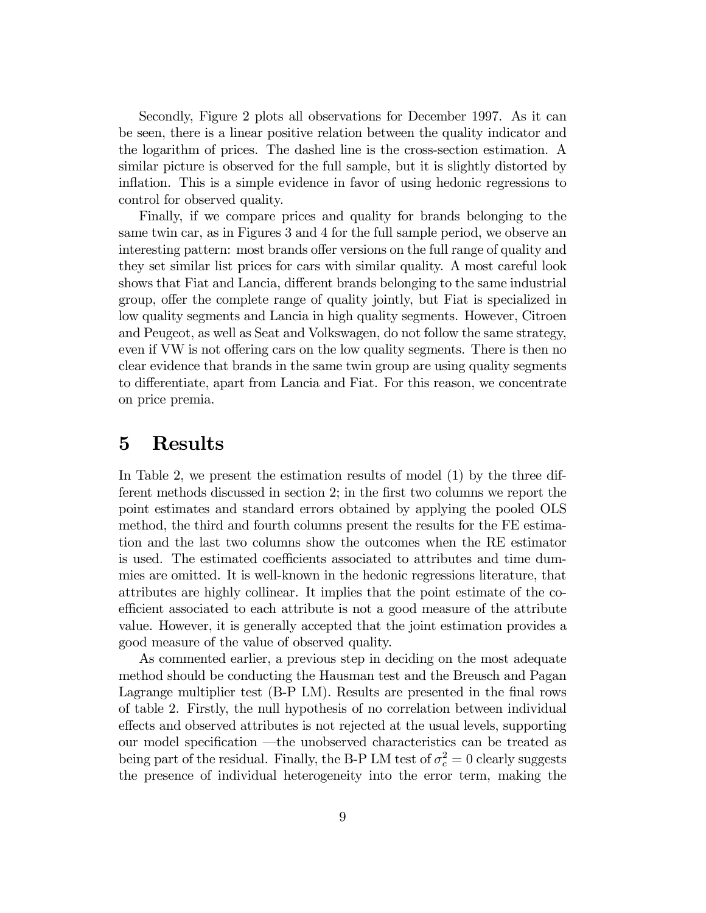Secondly, Figure 2 plots all observations for December 1997. As it can be seen, there is a linear positive relation between the quality indicator and the logarithm of prices. The dashed line is the cross-section estimation. A similar picture is observed for the full sample, but it is slightly distorted by inflation. This is a simple evidence in favor of using hedonic regressions to control for observed quality.

Finally, if we compare prices and quality for brands belonging to the same twin car, as in Figures 3 and 4 for the full sample period, we observe an interesting pattern: most brands offer versions on the full range of quality and they set similar list prices for cars with similar quality. A most careful look shows that Fiat and Lancia, different brands belonging to the same industrial group, offer the complete range of quality jointly, but Fiat is specialized in low quality segments and Lancia in high quality segments. However, Citroen and Peugeot, as well as Seat and Volkswagen, do not follow the same strategy, even if VW is not offering cars on the low quality segments. There is then no clear evidence that brands in the same twin group are using quality segments to differentiate, apart from Lancia and Fiat. For this reason, we concentrate on price premia.

# 5 Results

In Table 2, we present the estimation results of model (1) by the three different methods discussed in section 2; in the first two columns we report the point estimates and standard errors obtained by applying the pooled OLS method, the third and fourth columns present the results for the FE estimation and the last two columns show the outcomes when the RE estimator is used. The estimated coefficients associated to attributes and time dummies are omitted. It is well-known in the hedonic regressions literature, that attributes are highly collinear. It implies that the point estimate of the coefficient associated to each attribute is not a good measure of the attribute value. However, it is generally accepted that the joint estimation provides a good measure of the value of observed quality.

As commented earlier, a previous step in deciding on the most adequate method should be conducting the Hausman test and the Breusch and Pagan Lagrange multiplier test (B-P LM). Results are presented in the final rows of table 2. Firstly, the null hypothesis of no correlation between individual effects and observed attributes is not rejected at the usual levels, supporting our model specification —the unobserved characteristics can be treated as being part of the residual. Finally, the B-P LM test of $\sigma_c^2 = 0$ clearly suggests the presence of individual heterogeneity into the error term, making the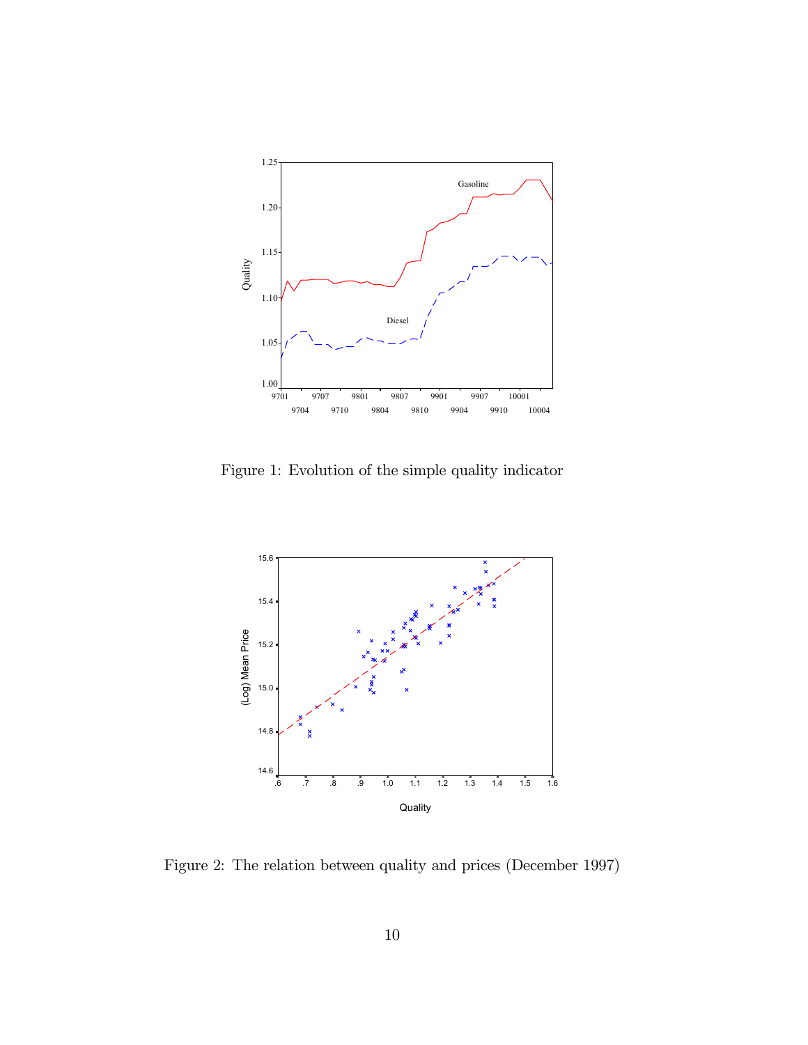Figure 1: Evolution of the simple quality indicator

Figure 2: The relation between quality and prices (December 1997)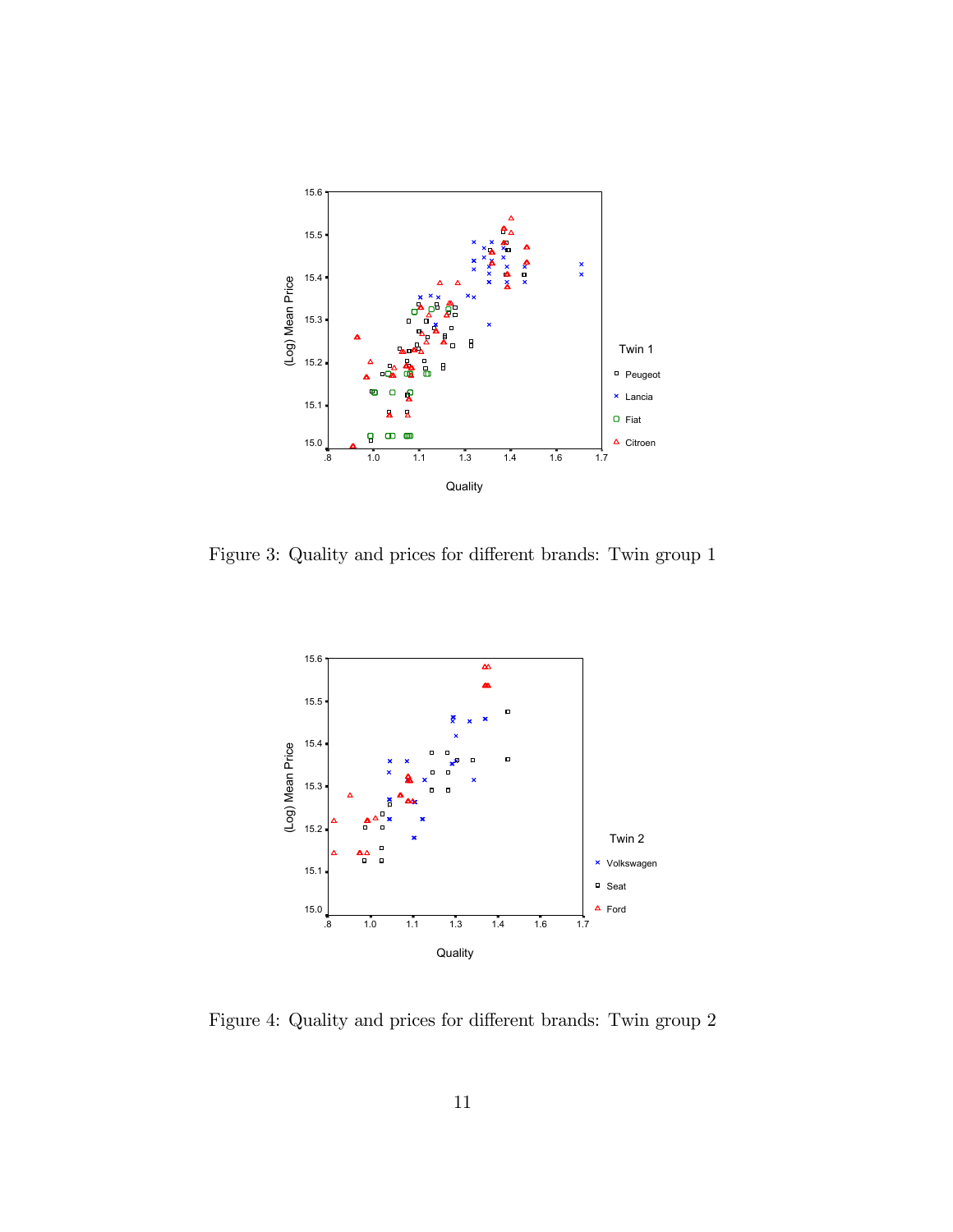Figure 3: Quality and prices for different brands: Twin group 1

Figure 4: Quality and prices for different brands: Twin group 2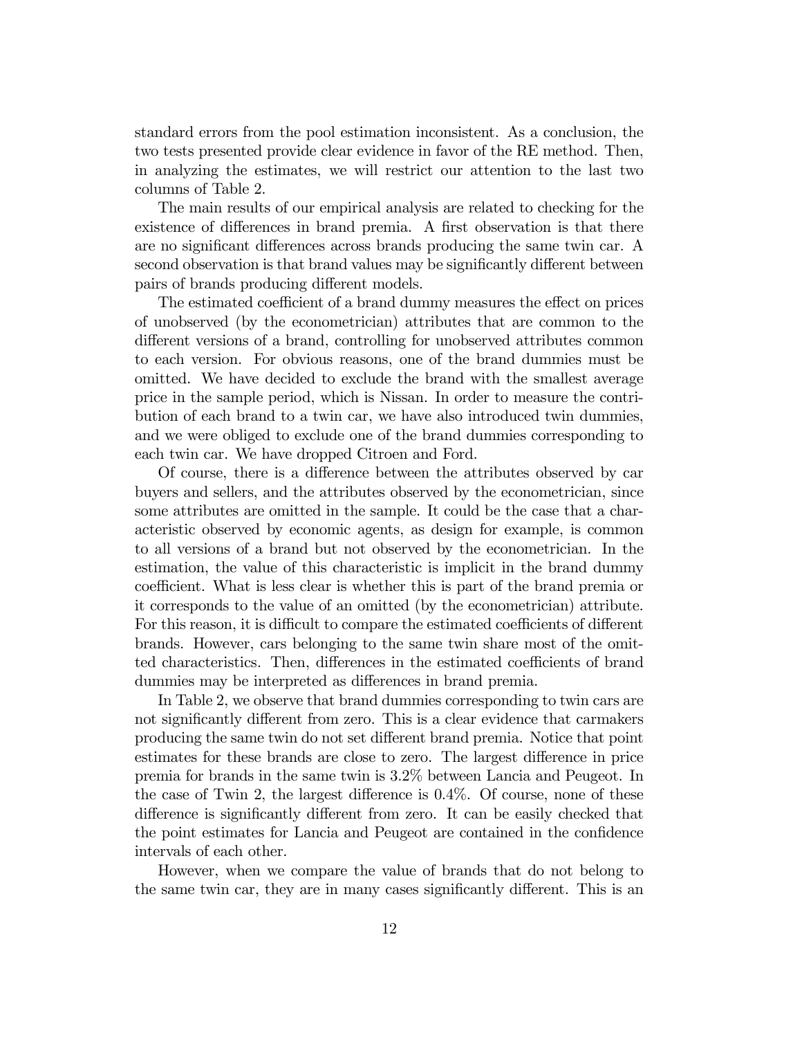standard errors from the pool estimation inconsistent. As a conclusion, the two tests presented provide clear evidence in favor of the RE method. Then, in analyzing the estimates, we will restrict our attention to the last two columns of Table 2.

The main results of our empirical analysis are related to checking for the existence of differences in brand premia. A first observation is that there are no significant differences across brands producing the same twin car. A second observation is that brand values may be significantly different between pairs of brands producing different models.

The estimated coefficient of a brand dummy measures the effect on prices of unobserved (by the econometrician) attributes that are common to the different versions of a brand, controlling for unobserved attributes common to each version. For obvious reasons, one of the brand dummies must be omitted. We have decided to exclude the brand with the smallest average price in the sample period, which is Nissan. In order to measure the contribution of each brand to a twin car, we have also introduced twin dummies, and we were obliged to exclude one of the brand dummies corresponding to each twin car. We have dropped Citroen and Ford.

Of course, there is a difference between the attributes observed by car buyers and sellers, and the attributes observed by the econometrician, since some attributes are omitted in the sample. It could be the case that a characteristic observed by economic agents, as design for example, is common to all versions of a brand but not observed by the econometrician. In the estimation, the value of this characteristic is implicit in the brand dummy coefficient. What is less clear is whether this is part of the brand premia or it corresponds to the value of an omitted (by the econometrician) attribute. For this reason, it is difficult to compare the estimated coefficients of different brands. However, cars belonging to the same twin share most of the omitted characteristics. Then, differences in the estimated coefficients of brand dummies may be interpreted as differences in brand premia.

In Table 2, we observe that brand dummies corresponding to twin cars are not significantly different from zero. This is a clear evidence that carmakers producing the same twin do not set different brand premia. Notice that point estimates for these brands are close to zero. The largest difference in price premia for brands in the same twin is 3.2% between Lancia and Peugeot. In the case of Twin 2, the largest difference is 0.4%. Of course, none of these difference is significantly different from zero. It can be easily checked that the point estimates for Lancia and Peugeot are contained in the confidence intervals of each other.

However, when we compare the value of brands that do not belong to the same twin car, they are in many cases significantly different. This is an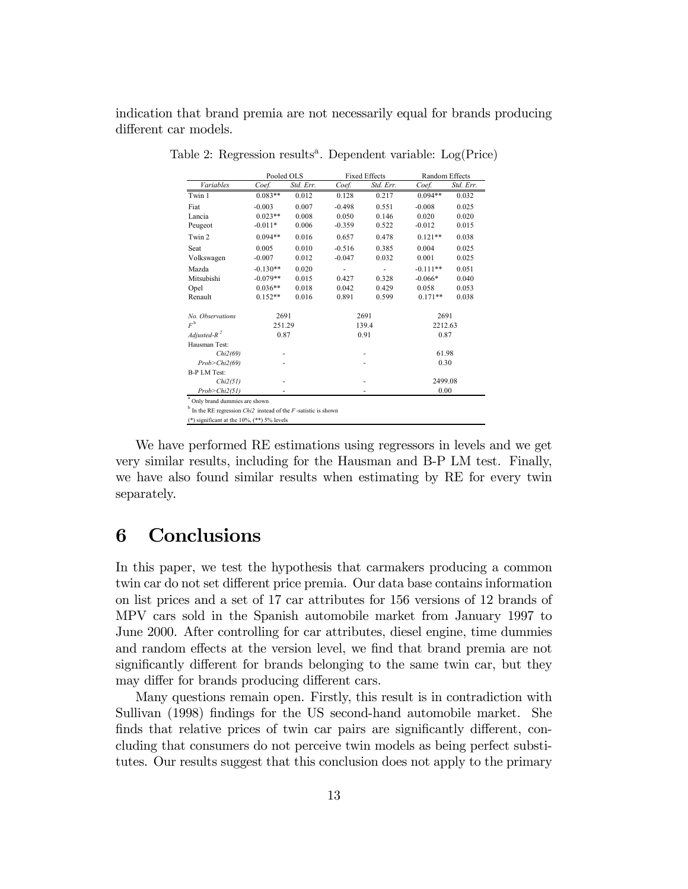indication that brand premia are not necessarily equal for brands producing different car models.

Table 2: Regression results[a]. Dependent variable: Log(Price)

| | Pooled OLS | | Fixed Effects | | Random Effects | |
|---|---|---|---|---|---|---|
| *Variables* | *Coef.* | *Std. Err.* | *Coef.* | *Std. Err.* | *Coef.* | *Std. Err.* |
| Twin 1 | 0.083** | 0.012 | 0.128 | 0.217 | 0.094** | 0.032 |
| Fiat | -0.003 | 0.007 | -0.498 | 0.551 | -0.008 | 0.025 |
| Lancia | 0.023** | 0.008 | 0.050 | 0.146 | 0.020 | 0.020 |
| Peugeot | -0.011* | 0.006 | -0.359 | 0.522 | -0.012 | 0.015 |
| Twin 2 | 0.094** | 0.016 | 0.657 | 0.478 | 0.121** | 0.038 |
| Seat | 0.005 | 0.010 | -0.516 | 0.385 | 0.004 | 0.025 |
| Volkswagen | -0.007 | 0.012 | -0.047 | 0.032 | 0.001 | 0.025 |
| Mazda | -0.130** | 0.020 | - | - | -0.111** | 0.051 |
| Mitsubishi | -0.079** | 0.015 | 0.427 | 0.328 | -0.066* | 0.040 |
| Opel | 0.036** | 0.018 | 0.042 | 0.429 | 0.058 | 0.053 |
| Renault | 0.152** | 0.016 | 0.891 | 0.599 | 0.171** | 0.038 |
| *No. Observations* | 2691 | | 2691 | | 2691 | |
| $F^{b}$ | 251.29 | | 139.4 | | 2212.63 | |
| *Adjusted-*$R^2$ | 0.87 | | 0.91 | | 0.87 | |
| Hausman Test: | | | | | | |
| *Chi2(69)* | - | | - | | 61.98 | |
| *Prob>Chi2(69)* | - | | - | | 0.30 | |
| B-P LM Test: | | | | | | |
| *Chi2(51)* | - | | - | | 2499.08 | |
| *Prob>Chi2(51)* | - | | - | | 0.00 | |

[a] Only brand dummies are shown

[b] In the RE regression *Chi2* instead of the *F*-satistic is shown

(*) significant at the 10%, (**) 5% levels

We have performed RE estimations using regressors in levels and we get very similar results, including for the Hausman and B-P LM test. Finally, we have also found similar results when estimating by RE for every twin separately.

# 6 Conclusions

In this paper, we test the hypothesis that carmakers producing a common twin car do not set different price premia. Our data base contains information on list prices and a set of 17 car attributes for 156 versions of 12 brands of MPV cars sold in the Spanish automobile market from January 1997 to June 2000. After controlling for car attributes, diesel engine, time dummies and random effects at the version level, we find that brand premia are not significantly different for brands belonging to the same twin car, but they may differ for brands producing different cars.

Many questions remain open. Firstly, this result is in contradiction with Sullivan (1998) findings for the US second-hand automobile market. She finds that relative prices of twin car pairs are significantly different, concluding that consumers do not perceive twin models as being perfect substitutes. Our results suggest that this conclusion does not apply to the primary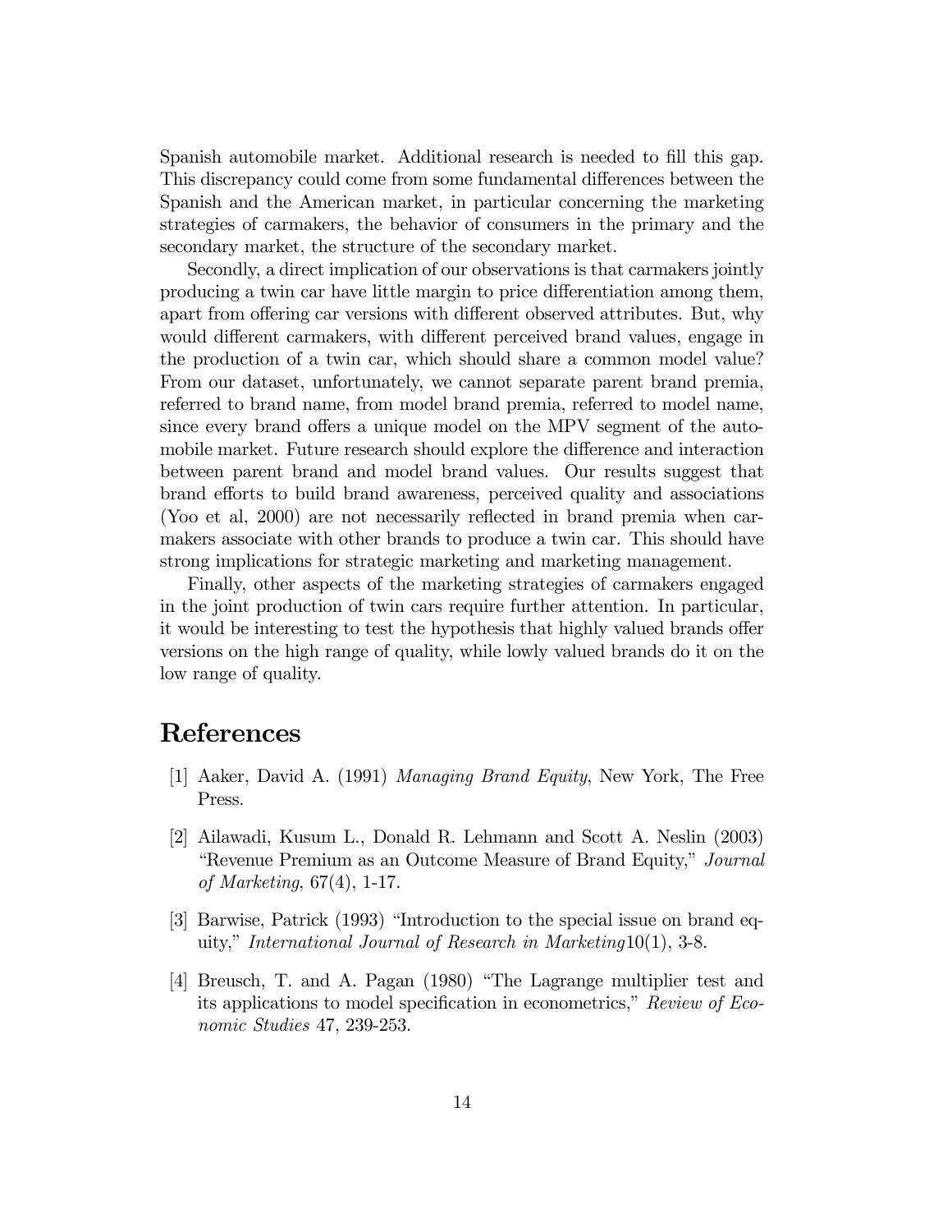Spanish automobile market. Additional research is needed to fill this gap. This discrepancy could come from some fundamental differences between the Spanish and the American market, in particular concerning the marketing strategies of carmakers, the behavior of consumers in the primary and the secondary market, the structure of the secondary market.

Secondly, a direct implication of our observations is that carmakers jointly producing a twin car have little margin to price differentiation among them, apart from offering car versions with different observed attributes. But, why would different carmakers, with different perceived brand values, engage in the production of a twin car, which should share a common model value? From our dataset, unfortunately, we cannot separate parent brand premia, referred to brand name, from model brand premia, referred to model name, since every brand offers a unique model on the MPV segment of the automobile market. Future research should explore the difference and interaction between parent brand and model brand values. Our results suggest that brand efforts to build brand awareness, perceived quality and associations (Yoo et al, 2000) are not necessarily reflected in brand premia when carmakers associate with other brands to produce a twin car. This should have strong implications for strategic marketing and marketing management.

Finally, other aspects of the marketing strategies of carmakers engaged in the joint production of twin cars require further attention. In particular, it would be interesting to test the hypothesis that highly valued brands offer versions on the high range of quality, while lowly valued brands do it on the low range of quality.

# References

[1] Aaker, David A. (1991) *Managing Brand Equity*, New York, The Free Press.

[2] Ailawadi, Kusum L., Donald R. Lehmann and Scott A. Neslin (2003) "Revenue Premium as an Outcome Measure of Brand Equity," *Journal of Marketing*, 67(4), 1-17.

[3] Barwise, Patrick (1993) "Introduction to the special issue on brand equity," *International Journal of Research in Marketing*10(1), 3-8.

[4] Breusch, T. and A. Pagan (1980) "The Lagrange multiplier test and its applications to model specification in econometrics," *Review of Economic Studies* 47, 239-253.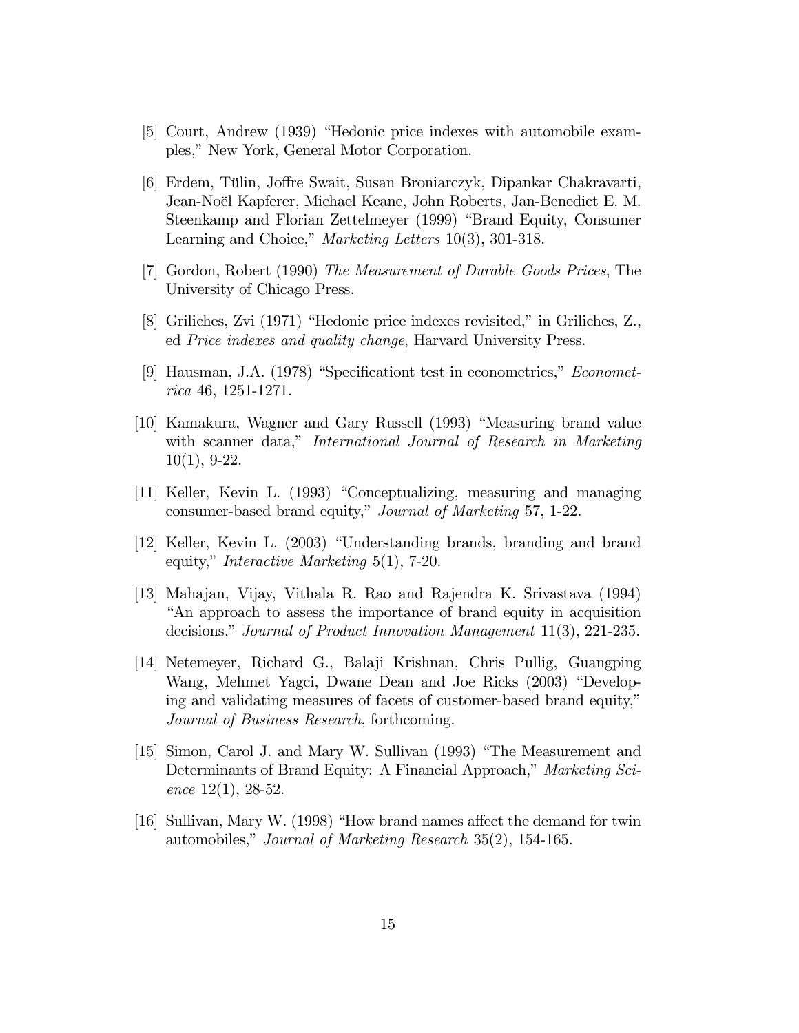[5] Court, Andrew (1939) "Hedonic price indexes with automobile examples," New York, General Motor Corporation.

[6] Erdem, Tülin, Joffre Swait, Susan Broniarczyk, Dipankar Chakravarti, Jean-Noël Kapferer, Michael Keane, John Roberts, Jan-Benedict E. M. Steenkamp and Florian Zettelmeyer (1999) "Brand Equity, Consumer Learning and Choice," *Marketing Letters* 10(3), 301-318.

[7] Gordon, Robert (1990) *The Measurement of Durable Goods Prices*, The University of Chicago Press.

[8] Griliches, Zvi (1971) "Hedonic price indexes revisited," in Griliches, Z., ed *Price indexes and quality change*, Harvard University Press.

[9] Hausman, J.A. (1978) "Specificationt test in econometrics," *Econometrica* 46, 1251-1271.

[10] Kamakura, Wagner and Gary Russell (1993) "Measuring brand value with scanner data," *International Journal of Research in Marketing* 10(1), 9-22.

[11] Keller, Kevin L. (1993) "Conceptualizing, measuring and managing consumer-based brand equity," *Journal of Marketing* 57, 1-22.

[12] Keller, Kevin L. (2003) "Understanding brands, branding and brand equity," *Interactive Marketing* 5(1), 7-20.

[13] Mahajan, Vijay, Vithala R. Rao and Rajendra K. Srivastava (1994) "An approach to assess the importance of brand equity in acquisition decisions," *Journal of Product Innovation Management* 11(3), 221-235.

[14] Netemeyer, Richard G., Balaji Krishnan, Chris Pullig, Guangping Wang, Mehmet Yagci, Dwane Dean and Joe Ricks (2003) "Developing and validating measures of facets of customer-based brand equity," *Journal of Business Research*, forthcoming.

[15] Simon, Carol J. and Mary W. Sullivan (1993) "The Measurement and Determinants of Brand Equity: A Financial Approach," *Marketing Science* 12(1), 28-52.

[16] Sullivan, Mary W. (1998) "How brand names affect the demand for twin automobiles," *Journal of Marketing Research* 35(2), 154-165.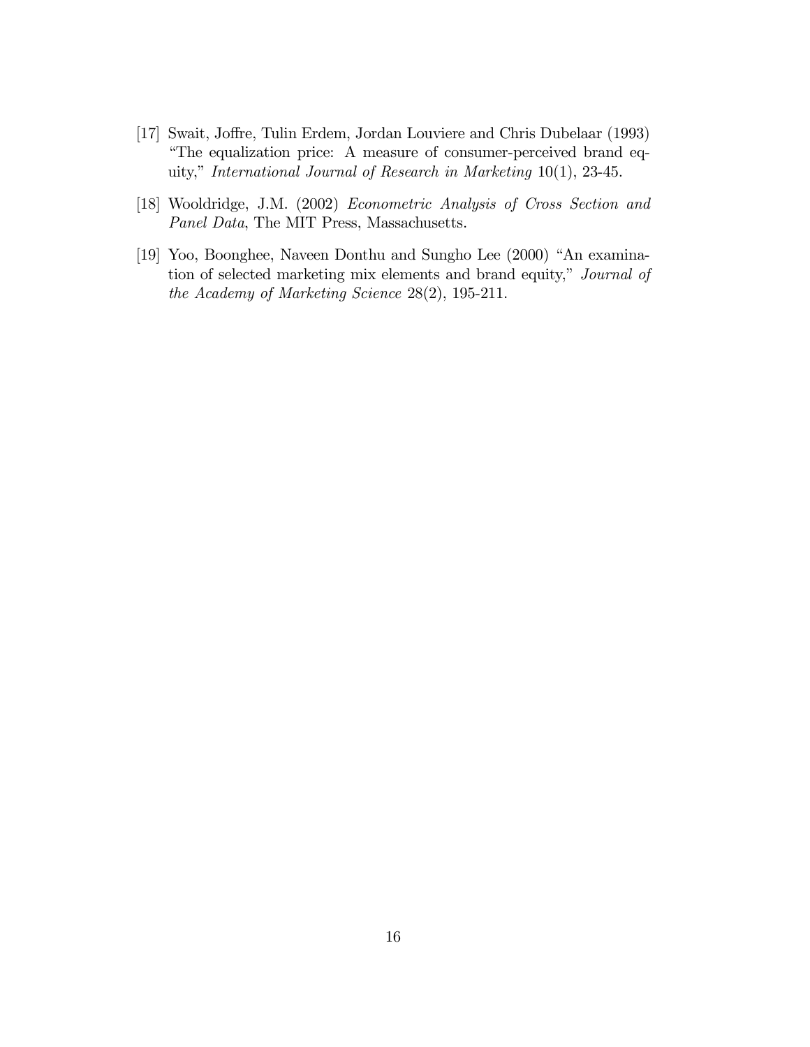[17] Swait, Joffre, Tulin Erdem, Jordan Louviere and Chris Dubelaar (1993) "The equalization price: A measure of consumer-perceived brand equity," *International Journal of Research in Marketing* 10(1), 23-45.

[18] Wooldridge, J.M. (2002) *Econometric Analysis of Cross Section and Panel Data*, The MIT Press, Massachusetts.

[19] Yoo, Boonghee, Naveen Donthu and Sungho Lee (2000) "An examination of selected marketing mix elements and brand equity," *Journal of the Academy of Marketing Science* 28(2), 195-211.